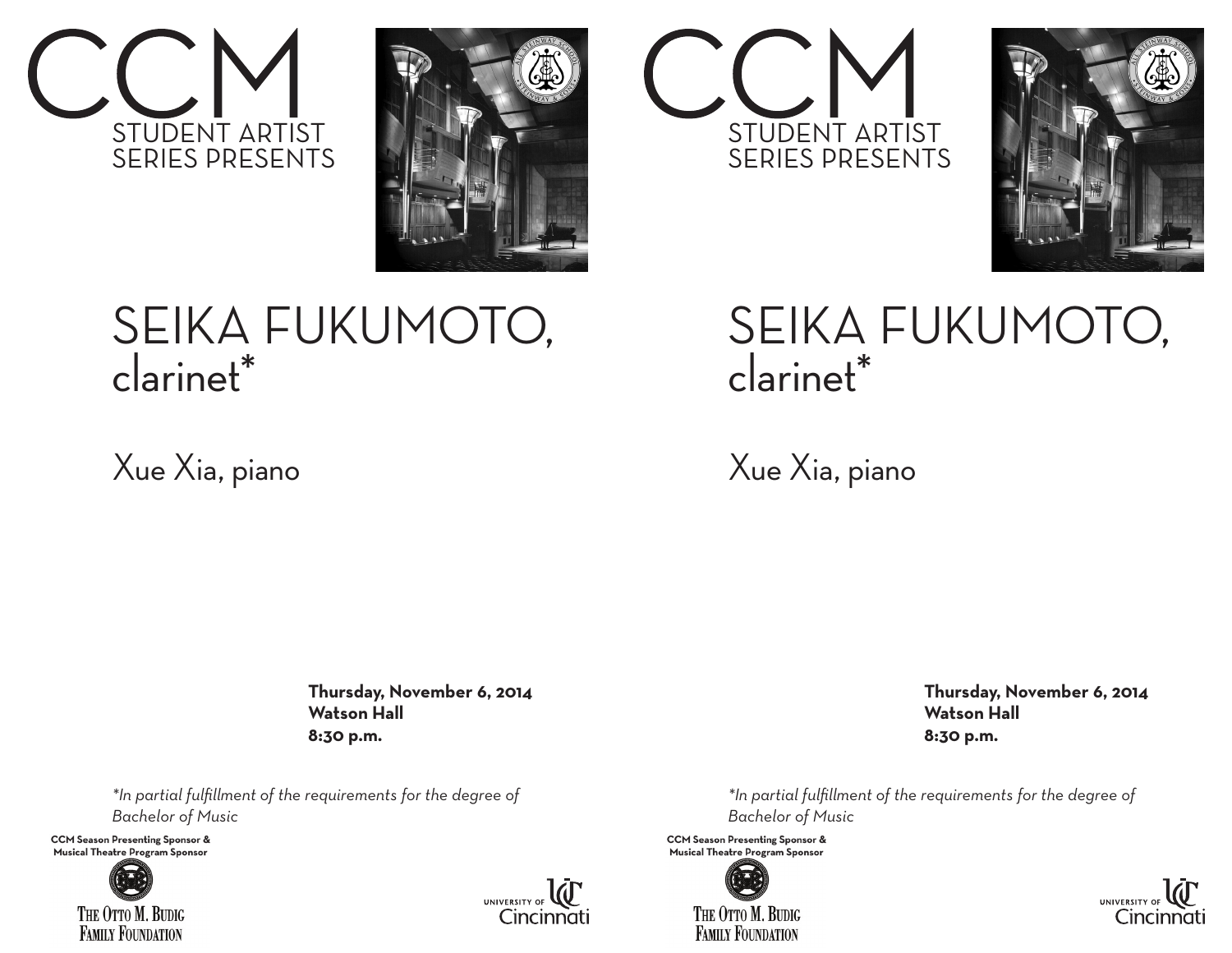# CCM
STUDENT ARTIST SERIES PRESENTS

# SEIKA FUKUMOTO, clarinet*

## Xue Xia, piano

**Thursday, November 6, 2014**
**Watson Hall**
**8:30 p.m.**

*\*In partial fulfillment of the requirements for the degree of Bachelor of Music*

**CCM Season Presenting Sponsor & Musical Theatre Program Sponsor**

The Otto M. Budig Family Foundation

University of Cincinnati

# CCM
STUDENT ARTIST SERIES PRESENTS

# SEIKA FUKUMOTO, clarinet*

## Xue Xia, piano

**Thursday, November 6, 2014**
**Watson Hall**
**8:30 p.m.**

*\*In partial fulfillment of the requirements for the degree of Bachelor of Music*

**CCM Season Presenting Sponsor & Musical Theatre Program Sponsor**

The Otto M. Budig Family Foundation

University of Cincinnati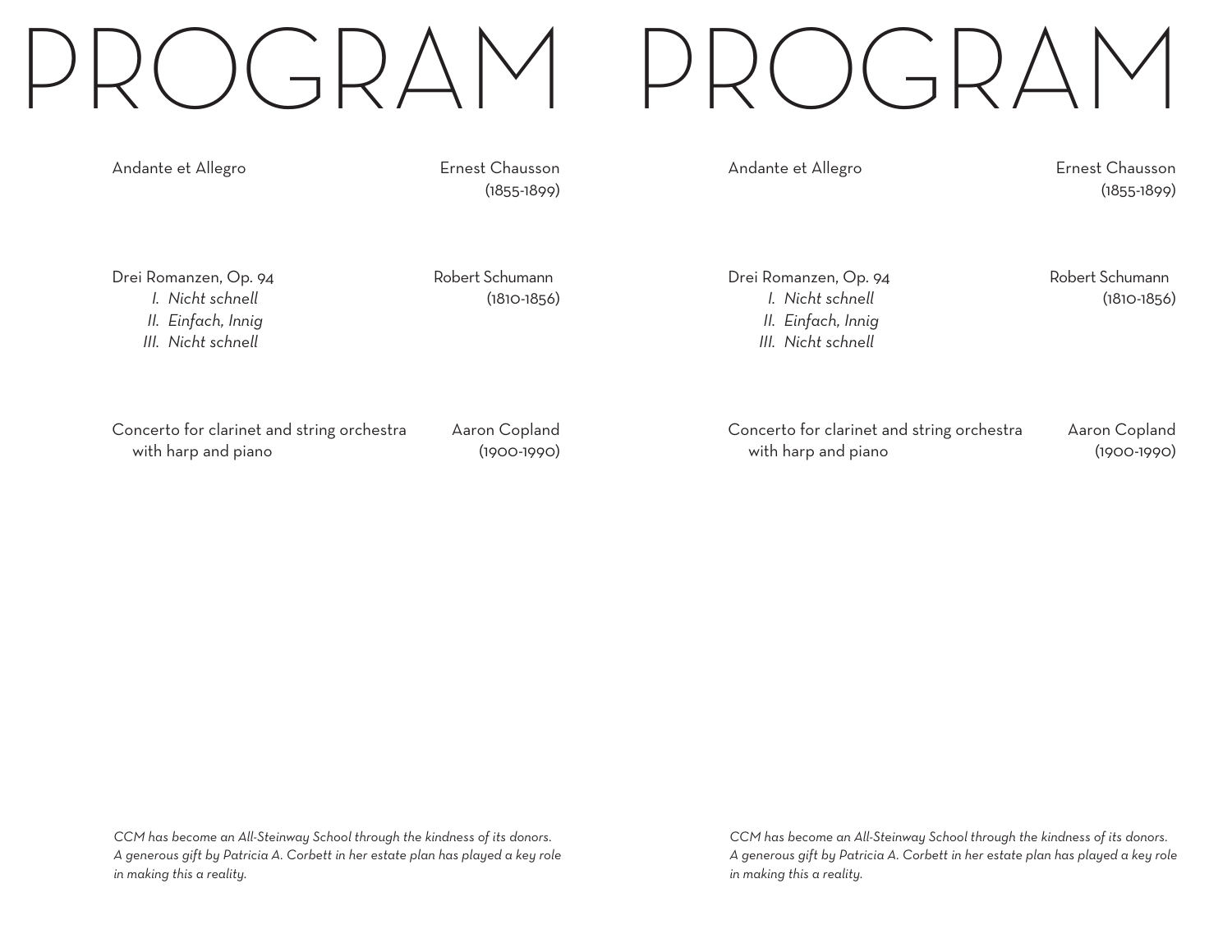# PROGRAM

Andante et Allegro — Ernest Chausson (1855-1899)

Drei Romanzen, Op. 94 — Robert Schumann (1810-1856)

I. *Nicht schnell*
II. *Einfach, Innig*
III. *Nicht schnell*

Concerto for clarinet and string orchestra with harp and piano — Aaron Copland (1900-1990)

*CCM has become an All-Steinway School through the kindness of its donors. A generous gift by Patricia A. Corbett in her estate plan has played a key role in making this a reality.*

# PROGRAM

Andante et Allegro — Ernest Chausson (1855-1899)

Drei Romanzen, Op. 94 — Robert Schumann (1810-1856)

I. *Nicht schnell*
II. *Einfach, Innig*
III. *Nicht schnell*

Concerto for clarinet and string orchestra with harp and piano — Aaron Copland (1900-1990)

*CCM has become an All-Steinway School through the kindness of its donors. A generous gift by Patricia A. Corbett in her estate plan has played a key role in making this a reality.*